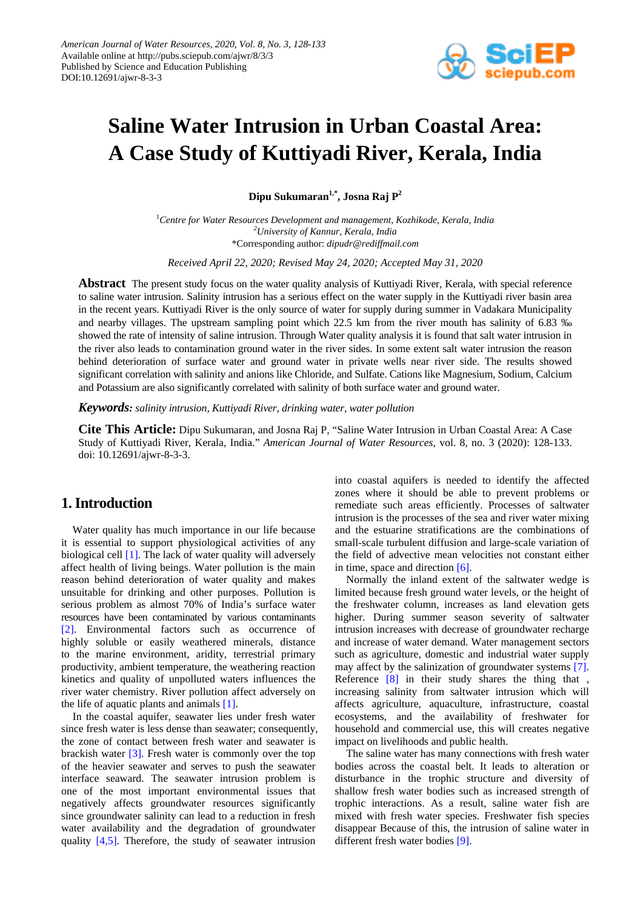# Saline Water Intrusion in Urban Coastal Area: A Case Study of Kuttiyadi River, Kerala, India

**Dipu Sukumaran[1,*], Josna Raj P[2]**

[1]*Centre for Water Resources Development and management, Kozhikode, Kerala, India*
[2]*University of Kannur, Kerala, India*
*Corresponding author: *dipudr@rediffmail.com*

*Received April 22, 2020; Revised May 24, 2020; Accepted May 31, 2020*

**Abstract** The present study focus on the water quality analysis of Kuttiyadi River, Kerala, with special reference to saline water intrusion. Salinity intrusion has a serious effect on the water supply in the Kuttiyadi river basin area in the recent years. Kuttiyadi River is the only source of water for supply during summer in Vadakara Municipality and nearby villages. The upstream sampling point which 22.5 km from the river mouth has salinity of 6.83 ‰ showed the rate of intensity of saline intrusion. Through Water quality analysis it is found that salt water intrusion in the river also leads to contamination ground water in the river sides. In some extent salt water intrusion the reason behind deterioration of surface water and ground water in private wells near river side. The results showed significant correlation with salinity and anions like Chloride, and Sulfate. Cations like Magnesium, Sodium, Calcium and Potassium are also significantly correlated with salinity of both surface water and ground water.

***Keywords:*** *salinity intrusion, Kuttiyadi River, drinking water, water pollution*

**Cite This Article:** Dipu Sukumaran, and Josna Raj P, "Saline Water Intrusion in Urban Coastal Area: A Case Study of Kuttiyadi River, Kerala, India." *American Journal of Water Resources*, vol. 8, no. 3 (2020): 128-133. doi: 10.12691/ajwr-8-3-3.

## 1. Introduction

Water quality has much importance in our life because it is essential to support physiological activities of any biological cell [1]. The lack of water quality will adversely affect health of living beings. Water pollution is the main reason behind deterioration of water quality and makes unsuitable for drinking and other purposes. Pollution is serious problem as almost 70% of India's surface water resources have been contaminated by various contaminants [2]. Environmental factors such as occurrence of highly soluble or easily weathered minerals, distance to the marine environment, aridity, terrestrial primary productivity, ambient temperature, the weathering reaction kinetics and quality of unpolluted waters influences the river water chemistry. River pollution affect adversely on the life of aquatic plants and animals [1].

In the coastal aquifer, seawater lies under fresh water since fresh water is less dense than seawater; consequently, the zone of contact between fresh water and seawater is brackish water [3]. Fresh water is commonly over the top of the heavier seawater and serves to push the seawater interface seaward. The seawater intrusion problem is one of the most important environmental issues that negatively affects groundwater resources significantly since groundwater salinity can lead to a reduction in fresh water availability and the degradation of groundwater quality [4,5]. Therefore, the study of seawater intrusion into coastal aquifers is needed to identify the affected zones where it should be able to prevent problems or remediate such areas efficiently. Processes of saltwater intrusion is the processes of the sea and river water mixing and the estuarine stratifications are the combinations of small-scale turbulent diffusion and large-scale variation of the field of advective mean velocities not constant either in time, space and direction [6].

Normally the inland extent of the saltwater wedge is limited because fresh ground water levels, or the height of the freshwater column, increases as land elevation gets higher. During summer season severity of saltwater intrusion increases with decrease of groundwater recharge and increase of water demand. Water management sectors such as agriculture, domestic and industrial water supply may affect by the salinization of groundwater systems [7]. Reference [8] in their study shares the thing that , increasing salinity from saltwater intrusion which will affects agriculture, aquaculture, infrastructure, coastal ecosystems, and the availability of freshwater for household and commercial use, this will creates negative impact on livelihoods and public health.

The saline water has many connections with fresh water bodies across the coastal belt. It leads to alteration or disturbance in the trophic structure and diversity of shallow fresh water bodies such as increased strength of trophic interactions. As a result, saline water fish are mixed with fresh water species. Freshwater fish species disappear Because of this, the intrusion of saline water in different fresh water bodies [9].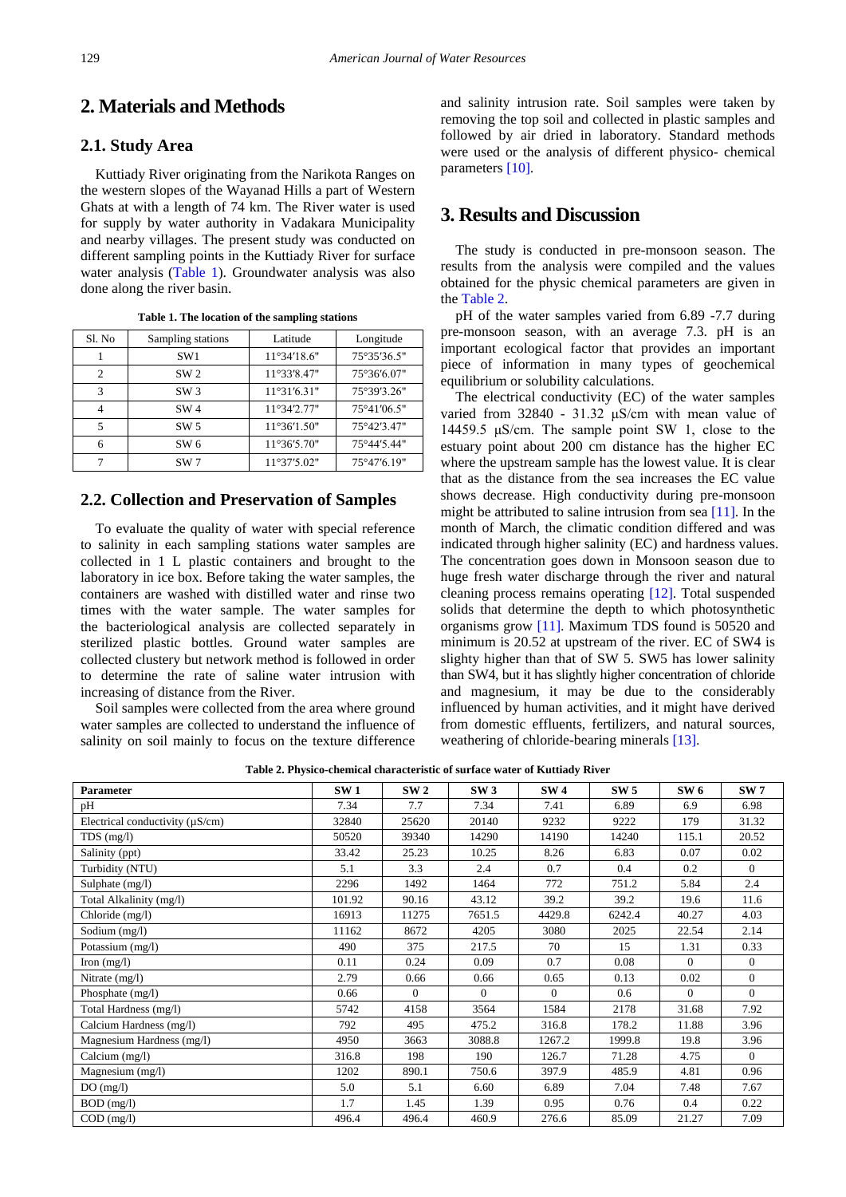## 2. Materials and Methods

### 2.1. Study Area

Kuttiady River originating from the Narikota Ranges on the western slopes of the Wayanad Hills a part of Western Ghats at with a length of 74 km. The River water is used for supply by water authority in Vadakara Municipality and nearby villages. The present study was conducted on different sampling points in the Kuttiady River for surface water analysis (Table 1). Groundwater analysis was also done along the river basin.

**Table 1. The location of the sampling stations**

| Sl. No | Sampling stations | Latitude | Longitude |
|---|---|---|---|
| 1 | SW1 | 11°34′18.6″ | 75°35′36.5″ |
| 2 | SW 2 | 11°33′8.47″ | 75°36′6.07″ |
| 3 | SW 3 | 11°31′6.31″ | 75°39′3.26″ |
| 4 | SW 4 | 11°34′2.77″ | 75°41′06.5″ |
| 5 | SW 5 | 11°36′1.50″ | 75°42′3.47″ |
| 6 | SW 6 | 11°36′5.70″ | 75°44′5.44″ |
| 7 | SW 7 | 11°37′5.02″ | 75°47′6.19″ |

### 2.2. Collection and Preservation of Samples

To evaluate the quality of water with special reference to salinity in each sampling stations water samples are collected in 1 L plastic containers and brought to the laboratory in ice box. Before taking the water samples, the containers are washed with distilled water and rinse two times with the water sample. The water samples for the bacteriological analysis are collected separately in sterilized plastic bottles. Ground water samples are collected clustery but network method is followed in order to determine the rate of saline water intrusion with increasing of distance from the River.

Soil samples were collected from the area where ground water samples are collected to understand the influence of salinity on soil mainly to focus on the texture difference and salinity intrusion rate. Soil samples were taken by removing the top soil and collected in plastic samples and followed by air dried in laboratory. Standard methods were used or the analysis of different physico- chemical parameters [10].

## 3. Results and Discussion

The study is conducted in pre-monsoon season. The results from the analysis were compiled and the values obtained for the physic chemical parameters are given in the Table 2.

pH of the water samples varied from 6.89 -7.7 during pre-monsoon season, with an average 7.3. pH is an important ecological factor that provides an important piece of information in many types of geochemical equilibrium or solubility calculations.

The electrical conductivity (EC) of the water samples varied from 32840 - 31.32 µS/cm with mean value of 14459.5 µS/cm. The sample point SW 1, close to the estuary point about 200 cm distance has the higher EC where the upstream sample has the lowest value. It is clear that as the distance from the sea increases the EC value shows decrease. High conductivity during pre-monsoon might be attributed to saline intrusion from sea [11]. In the month of March, the climatic condition differed and was indicated through higher salinity (EC) and hardness values. The concentration goes down in Monsoon season due to huge fresh water discharge through the river and natural cleaning process remains operating [12]. Total suspended solids that determine the depth to which photosynthetic organisms grow [11]. Maximum TDS found is 50520 and minimum is 20.52 at upstream of the river. EC of SW4 is slighty higher than that of SW 5. SW5 has lower salinity than SW4, but it has slightly higher concentration of chloride and magnesium, it may be due to the considerably influenced by human activities, and it might have derived from domestic effluents, fertilizers, and natural sources, weathering of chloride-bearing minerals [13].

**Table 2. Physico-chemical characteristic of surface water of Kuttiady River**

| Parameter | SW 1 | SW 2 | SW 3 | SW 4 | SW 5 | SW 6 | SW 7 |
|---|---|---|---|---|---|---|---|
| pH | 7.34 | 7.7 | 7.34 | 7.41 | 6.89 | 6.9 | 6.98 |
| Electrical conductivity (µS/cm) | 32840 | 25620 | 20140 | 9232 | 9222 | 179 | 31.32 |
| TDS (mg/l) | 50520 | 39340 | 14290 | 14190 | 14240 | 115.1 | 20.52 |
| Salinity (ppt) | 33.42 | 25.23 | 10.25 | 8.26 | 6.83 | 0.07 | 0.02 |
| Turbidity (NTU) | 5.1 | 3.3 | 2.4 | 0.7 | 0.4 | 0.2 | 0 |
| Sulphate (mg/l) | 2296 | 1492 | 1464 | 772 | 751.2 | 5.84 | 2.4 |
| Total Alkalinity (mg/l) | 101.92 | 90.16 | 43.12 | 39.2 | 39.2 | 19.6 | 11.6 |
| Chloride (mg/l) | 16913 | 11275 | 7651.5 | 4429.8 | 6242.4 | 40.27 | 4.03 |
| Sodium (mg/l) | 11162 | 8672 | 4205 | 3080 | 2025 | 22.54 | 2.14 |
| Potassium (mg/l) | 490 | 375 | 217.5 | 70 | 15 | 1.31 | 0.33 |
| Iron (mg/l) | 0.11 | 0.24 | 0.09 | 0.7 | 0.08 | 0 | 0 |
| Nitrate (mg/l) | 2.79 | 0.66 | 0.66 | 0.65 | 0.13 | 0.02 | 0 |
| Phosphate (mg/l) | 0.66 | 0 | 0 | 0 | 0.6 | 0 | 0 |
| Total Hardness (mg/l) | 5742 | 4158 | 3564 | 1584 | 2178 | 31.68 | 7.92 |
| Calcium Hardness (mg/l) | 792 | 495 | 475.2 | 316.8 | 178.2 | 11.88 | 3.96 |
| Magnesium Hardness (mg/l) | 4950 | 3663 | 3088.8 | 1267.2 | 1999.8 | 19.8 | 3.96 |
| Calcium (mg/l) | 316.8 | 198 | 190 | 126.7 | 71.28 | 4.75 | 0 |
| Magnesium (mg/l) | 1202 | 890.1 | 750.6 | 397.9 | 485.9 | 4.81 | 0.96 |
| DO (mg/l) | 5.0 | 5.1 | 6.60 | 6.89 | 7.04 | 7.48 | 7.67 |
| BOD (mg/l) | 1.7 | 1.45 | 1.39 | 0.95 | 0.76 | 0.4 | 0.22 |
| COD (mg/l) | 496.4 | 496.4 | 460.9 | 276.6 | 85.09 | 21.27 | 7.09 |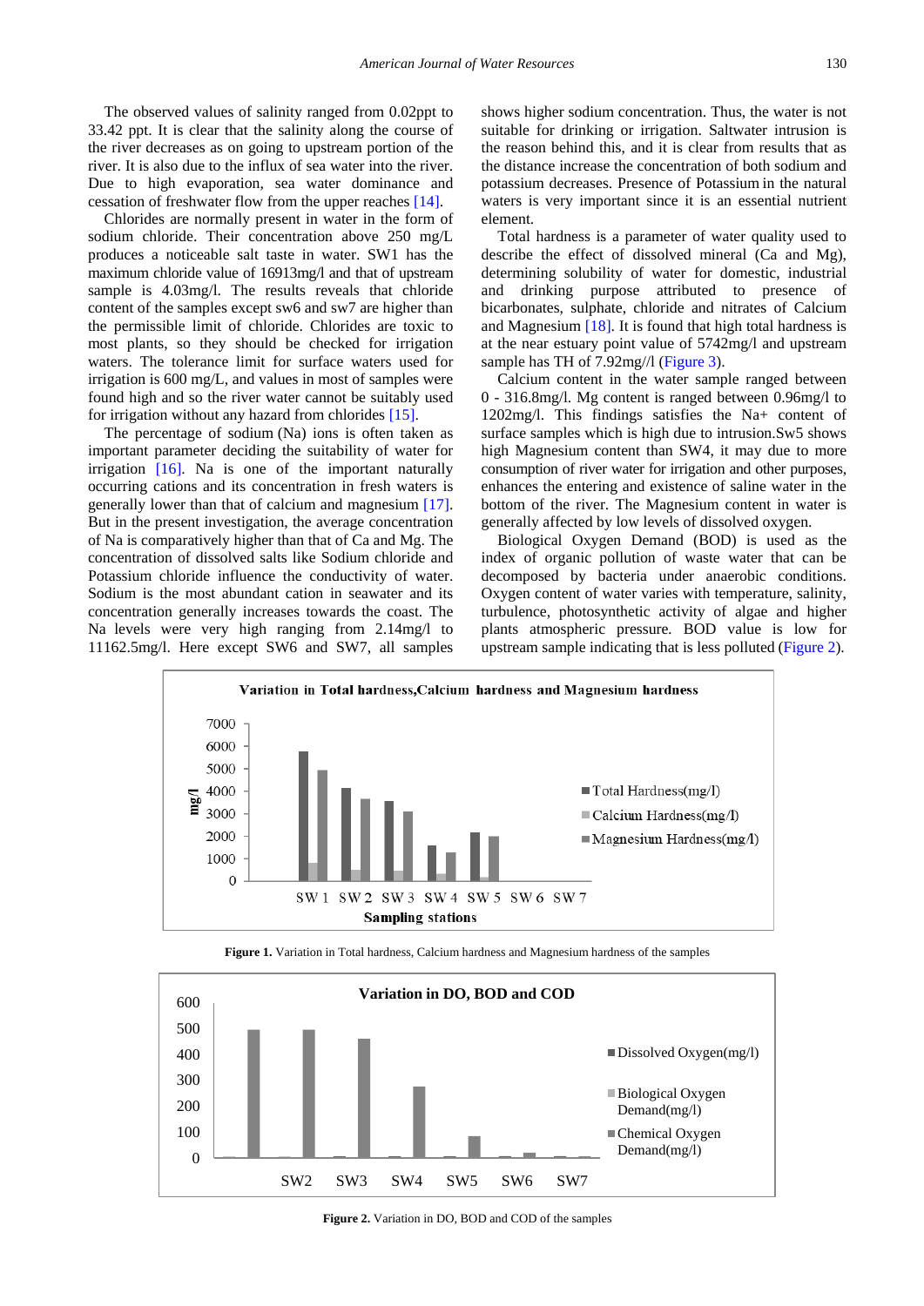The observed values of salinity ranged from 0.02ppt to 33.42 ppt. It is clear that the salinity along the course of the river decreases as on going to upstream portion of the river. It is also due to the influx of sea water into the river. Due to high evaporation, sea water dominance and cessation of freshwater flow from the upper reaches [14].

Chlorides are normally present in water in the form of sodium chloride. Their concentration above 250 mg/L produces a noticeable salt taste in water. SW1 has the maximum chloride value of 16913mg/l and that of upstream sample is 4.03mg/l. The results reveals that chloride content of the samples except sw6 and sw7 are higher than the permissible limit of chloride. Chlorides are toxic to most plants, so they should be checked for irrigation waters. The tolerance limit for surface waters used for irrigation is 600 mg/L, and values in most of samples were found high and so the river water cannot be suitably used for irrigation without any hazard from chlorides [15].

The percentage of sodium (Na) ions is often taken as important parameter deciding the suitability of water for irrigation [16]. Na is one of the important naturally occurring cations and its concentration in fresh waters is generally lower than that of calcium and magnesium [17]. But in the present investigation, the average concentration of Na is comparatively higher than that of Ca and Mg. The concentration of dissolved salts like Sodium chloride and Potassium chloride influence the conductivity of water. Sodium is the most abundant cation in seawater and its concentration generally increases towards the coast. The Na levels were very high ranging from 2.14mg/l to 11162.5mg/l. Here except SW6 and SW7, all samples shows higher sodium concentration. Thus, the water is not suitable for drinking or irrigation. Saltwater intrusion is the reason behind this, and it is clear from results that as the distance increase the concentration of both sodium and potassium decreases. Presence of Potassium in the natural waters is very important since it is an essential nutrient element.

Total hardness is a parameter of water quality used to describe the effect of dissolved mineral (Ca and Mg), determining solubility of water for domestic, industrial and drinking purpose attributed to presence of bicarbonates, sulphate, chloride and nitrates of Calcium and Magnesium [18]. It is found that high total hardness is at the near estuary point value of 5742mg/l and upstream sample has TH of 7.92mg//l (Figure 3).

Calcium content in the water sample ranged between 0 - 316.8mg/l. Mg content is ranged between 0.96mg/l to 1202mg/l. This findings satisfies the Na+ content of surface samples which is high due to intrusion.Sw5 shows high Magnesium content than SW4, it may due to more consumption of river water for irrigation and other purposes, enhances the entering and existence of saline water in the bottom of the river. The Magnesium content in water is generally affected by low levels of dissolved oxygen.

Biological Oxygen Demand (BOD) is used as the index of organic pollution of waste water that can be decomposed by bacteria under anaerobic conditions. Oxygen content of water varies with temperature, salinity, turbulence, photosynthetic activity of algae and higher plants atmospheric pressure. BOD value is low for upstream sample indicating that is less polluted (Figure 2).

**Figure 1.** Variation in Total hardness, Calcium hardness and Magnesium hardness of the samples

**Figure 2.** Variation in DO, BOD and COD of the samples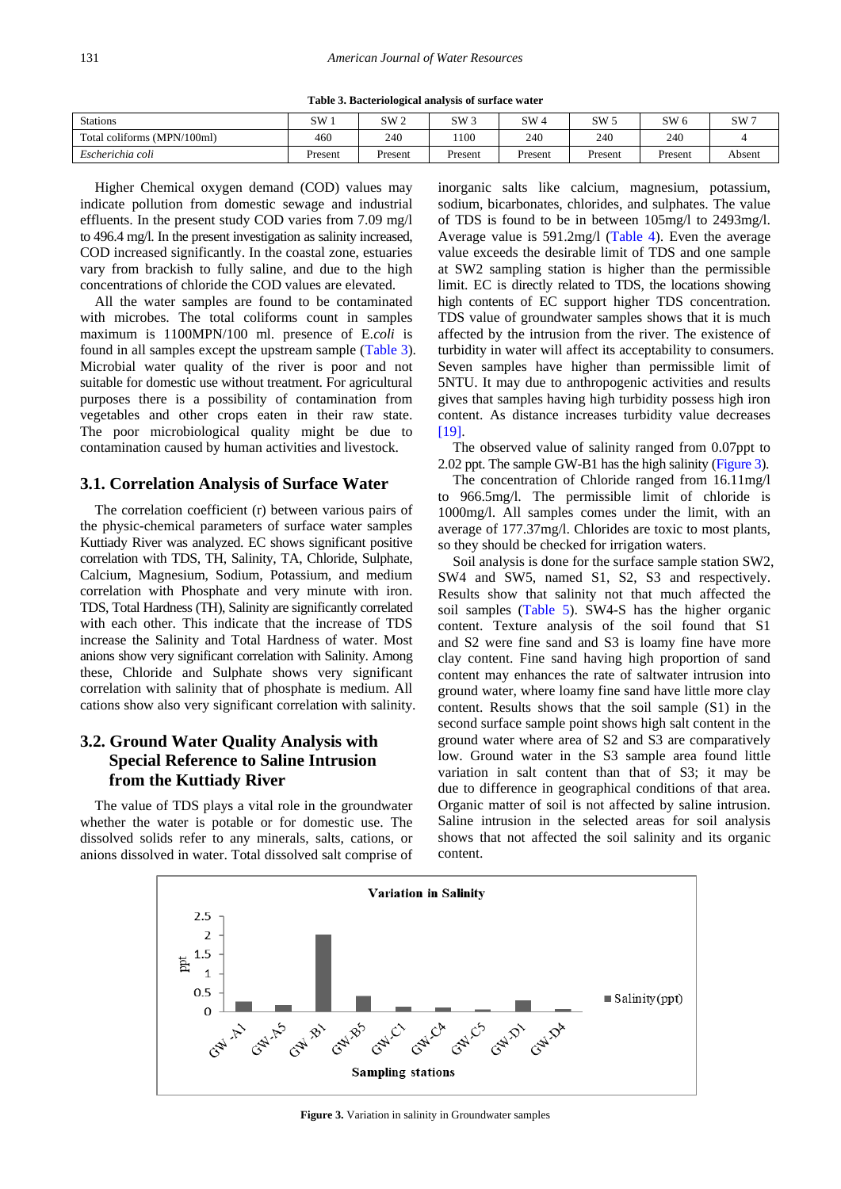**Table 3. Bacteriological analysis of surface water**

| Stations | SW 1 | SW 2 | SW 3 | SW 4 | SW 5 | SW 6 | SW 7 |
|---|---|---|---|---|---|---|---|
| Total coliforms (MPN/100ml) | 460 | 240 | 1100 | 240 | 240 | 240 | 4 |
| *Escherichia coli* | Present | Present | Present | Present | Present | Present | Absent |

Higher Chemical oxygen demand (COD) values may indicate pollution from domestic sewage and industrial effluents. In the present study COD varies from 7.09 mg/l to 496.4 mg/l. In the present investigation as salinity increased, COD increased significantly. In the coastal zone, estuaries vary from brackish to fully saline, and due to the high concentrations of chloride the COD values are elevated.

All the water samples are found to be contaminated with microbes. The total coliforms count in samples maximum is 1100MPN/100 ml. presence of E.*coli* is found in all samples except the upstream sample (Table 3). Microbial water quality of the river is poor and not suitable for domestic use without treatment. For agricultural purposes there is a possibility of contamination from vegetables and other crops eaten in their raw state. The poor microbiological quality might be due to contamination caused by human activities and livestock.

## 3.1. Correlation Analysis of Surface Water

The correlation coefficient (r) between various pairs of the physic-chemical parameters of surface water samples Kuttiady River was analyzed. EC shows significant positive correlation with TDS, TH, Salinity, TA, Chloride, Sulphate, Calcium, Magnesium, Sodium, Potassium, and medium correlation with Phosphate and very minute with iron. TDS, Total Hardness (TH), Salinity are significantly correlated with each other. This indicate that the increase of TDS increase the Salinity and Total Hardness of water. Most anions show very significant correlation with Salinity. Among these, Chloride and Sulphate shows very significant correlation with salinity that of phosphate is medium. All cations show also very significant correlation with salinity.

## 3.2. Ground Water Quality Analysis with Special Reference to Saline Intrusion from the Kuttiady River

The value of TDS plays a vital role in the groundwater whether the water is potable or for domestic use. The dissolved solids refer to any minerals, salts, cations, or anions dissolved in water. Total dissolved salt comprise of inorganic salts like calcium, magnesium, potassium, sodium, bicarbonates, chlorides, and sulphates. The value of TDS is found to be in between 105mg/l to 2493mg/l. Average value is 591.2mg/l (Table 4). Even the average value exceeds the desirable limit of TDS and one sample at SW2 sampling station is higher than the permissible limit. EC is directly related to TDS, the locations showing high contents of EC support higher TDS concentration. TDS value of groundwater samples shows that it is much affected by the intrusion from the river. The existence of turbidity in water will affect its acceptability to consumers. Seven samples have higher than permissible limit of 5NTU. It may due to anthropogenic activities and results gives that samples having high turbidity possess high iron content. As distance increases turbidity value decreases [19].

The observed value of salinity ranged from 0.07ppt to 2.02 ppt. The sample GW-B1 has the high salinity (Figure 3).

The concentration of Chloride ranged from 16.11mg/l to 966.5mg/l. The permissible limit of chloride is 1000mg/l. All samples comes under the limit, with an average of 177.37mg/l. Chlorides are toxic to most plants, so they should be checked for irrigation waters.

Soil analysis is done for the surface sample station SW2, SW4 and SW5, named S1, S2, S3 and respectively. Results show that salinity not that much affected the soil samples (Table 5). SW4-S has the higher organic content. Texture analysis of the soil found that S1 and S2 were fine sand and S3 is loamy fine have more clay content. Fine sand having high proportion of sand content may enhances the rate of saltwater intrusion into ground water, where loamy fine sand have little more clay content. Results shows that the soil sample (S1) in the second surface sample point shows high salt content in the ground water where area of S2 and S3 are comparatively low. Ground water in the S3 sample area found little variation in salt content than that of S3; it may be due to difference in geographical conditions of that area. Organic matter of soil is not affected by saline intrusion. Saline intrusion in the selected areas for soil analysis shows that not affected the soil salinity and its organic content.

**Figure 3.** Variation in salinity in Groundwater samples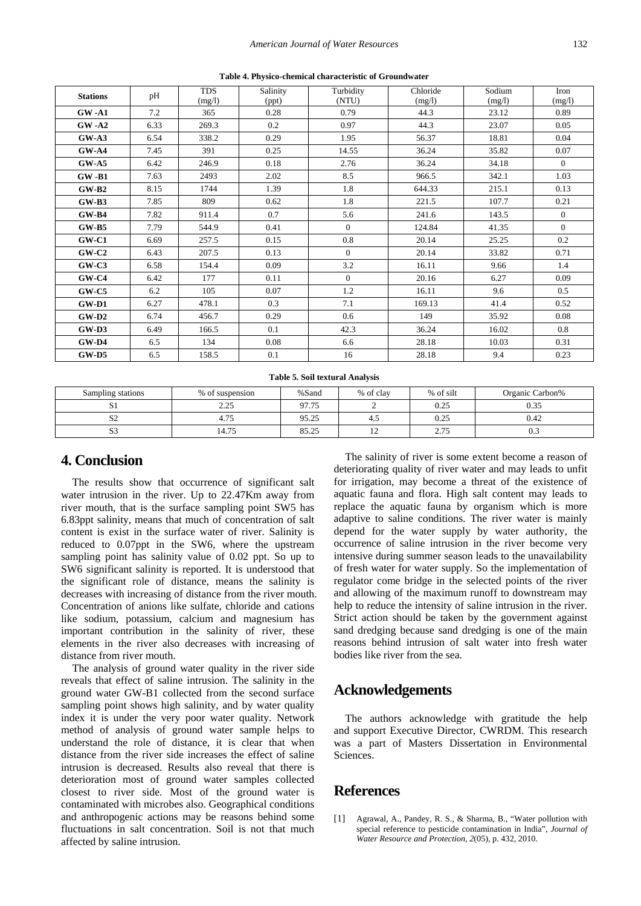**Table 4. Physico-chemical characteristic of Groundwater**

| Stations | pH | TDS (mg/l) | Salinity (ppt) | Turbidity (NTU) | Chloride (mg/l) | Sodium (mg/l) | Iron (mg/l) |
|---|---|---|---|---|---|---|---|
| GW -A1 | 7.2 | 365 | 0.28 | 0.79 | 44.3 | 23.12 | 0.89 |
| GW -A2 | 6.33 | 269.3 | 0.2 | 0.97 | 44.3 | 23.07 | 0.05 |
| GW-A3 | 6.54 | 338.2 | 0.29 | 1.95 | 56.37 | 18.81 | 0.04 |
| GW-A4 | 7.45 | 391 | 0.25 | 14.55 | 36.24 | 35.82 | 0.07 |
| GW-A5 | 6.42 | 246.9 | 0.18 | 2.76 | 36.24 | 34.18 | 0 |
| GW -B1 | 7.63 | 2493 | 2.02 | 8.5 | 966.5 | 342.1 | 1.03 |
| GW-B2 | 8.15 | 1744 | 1.39 | 1.8 | 644.33 | 215.1 | 0.13 |
| GW-B3 | 7.85 | 809 | 0.62 | 1.8 | 221.5 | 107.7 | 0.21 |
| GW-B4 | 7.82 | 911.4 | 0.7 | 5.6 | 241.6 | 143.5 | 0 |
| GW-B5 | 7.79 | 544.9 | 0.41 | 0 | 124.84 | 41.35 | 0 |
| GW-C1 | 6.69 | 257.5 | 0.15 | 0.8 | 20.14 | 25.25 | 0.2 |
| GW-C2 | 6.43 | 207.5 | 0.13 | 0 | 20.14 | 33.82 | 0.71 |
| GW-C3 | 6.58 | 154.4 | 0.09 | 3.2 | 16.11 | 9.66 | 1.4 |
| GW-C4 | 6.42 | 177 | 0.11 | 0 | 20.16 | 6.27 | 0.09 |
| GW-C5 | 6.2 | 105 | 0.07 | 1.2 | 16.11 | 9.6 | 0.5 |
| GW-D1 | 6.27 | 478.1 | 0.3 | 7.1 | 169.13 | 41.4 | 0.52 |
| GW-D2 | 6.74 | 456.7 | 0.29 | 0.6 | 149 | 35.92 | 0.08 |
| GW-D3 | 6.49 | 166.5 | 0.1 | 42.3 | 36.24 | 16.02 | 0.8 |
| GW-D4 | 6.5 | 134 | 0.08 | 6.6 | 28.18 | 10.03 | 0.31 |
| GW-D5 | 6.5 | 158.5 | 0.1 | 16 | 28.18 | 9.4 | 0.23 |

**Table 5. Soil textural Analysis**

| Sampling stations | % of suspension | %Sand | % of clay | % of silt | Organic Carbon% |
|---|---|---|---|---|---|
| S1 | 2.25 | 97.75 | 2 | 0.25 | 0.35 |
| S2 | 4.75 | 95.25 | 4.5 | 0.25 | 0.42 |
| S3 | 14.75 | 85.25 | 12 | 2.75 | 0.3 |

# 4. Conclusion

The results show that occurrence of significant salt water intrusion in the river. Up to 22.47Km away from river mouth, that is the surface sampling point SW5 has 6.83ppt salinity, means that much of concentration of salt content is exist in the surface water of river. Salinity is reduced to 0.07ppt in the SW6, where the upstream sampling point has salinity value of 0.02 ppt. So up to SW6 significant salinity is reported. It is understood that the significant role of distance, means the salinity is decreases with increasing of distance from the river mouth. Concentration of anions like sulfate, chloride and cations like sodium, potassium, calcium and magnesium has important contribution in the salinity of river, these elements in the river also decreases with increasing of distance from river mouth.

The analysis of ground water quality in the river side reveals that effect of saline intrusion. The salinity in the ground water GW-B1 collected from the second surface sampling point shows high salinity, and by water quality index it is under the very poor water quality. Network method of analysis of ground water sample helps to understand the role of distance, it is clear that when distance from the river side increases the effect of saline intrusion is decreased. Results also reveal that there is deterioration most of ground water samples collected closest to river side. Most of the ground water is contaminated with microbes also. Geographical conditions and anthropogenic actions may be reasons behind some fluctuations in salt concentration. Soil is not that much affected by saline intrusion.

The salinity of river is some extent become a reason of deteriorating quality of river water and may leads to unfit for irrigation, may become a threat of the existence of aquatic fauna and flora. High salt content may leads to replace the aquatic fauna by organism which is more adaptive to saline conditions. The river water is mainly depend for the water supply by water authority, the occurrence of saline intrusion in the river become very intensive during summer season leads to the unavailability of fresh water for water supply. So the implementation of regulator come bridge in the selected points of the river and allowing of the maximum runoff to downstream may help to reduce the intensity of saline intrusion in the river. Strict action should be taken by the government against sand dredging because sand dredging is one of the main reasons behind intrusion of salt water into fresh water bodies like river from the sea.

# Acknowledgements

The authors acknowledge with gratitude the help and support Executive Director, CWRDM. This research was a part of Masters Dissertation in Environmental Sciences.

# References

[1] Agrawal, A., Pandey, R. S., & Sharma, B., "Water pollution with special reference to pesticide contamination in India", *Journal of Water Resource and Protection*, *2*(05), p. 432, 2010.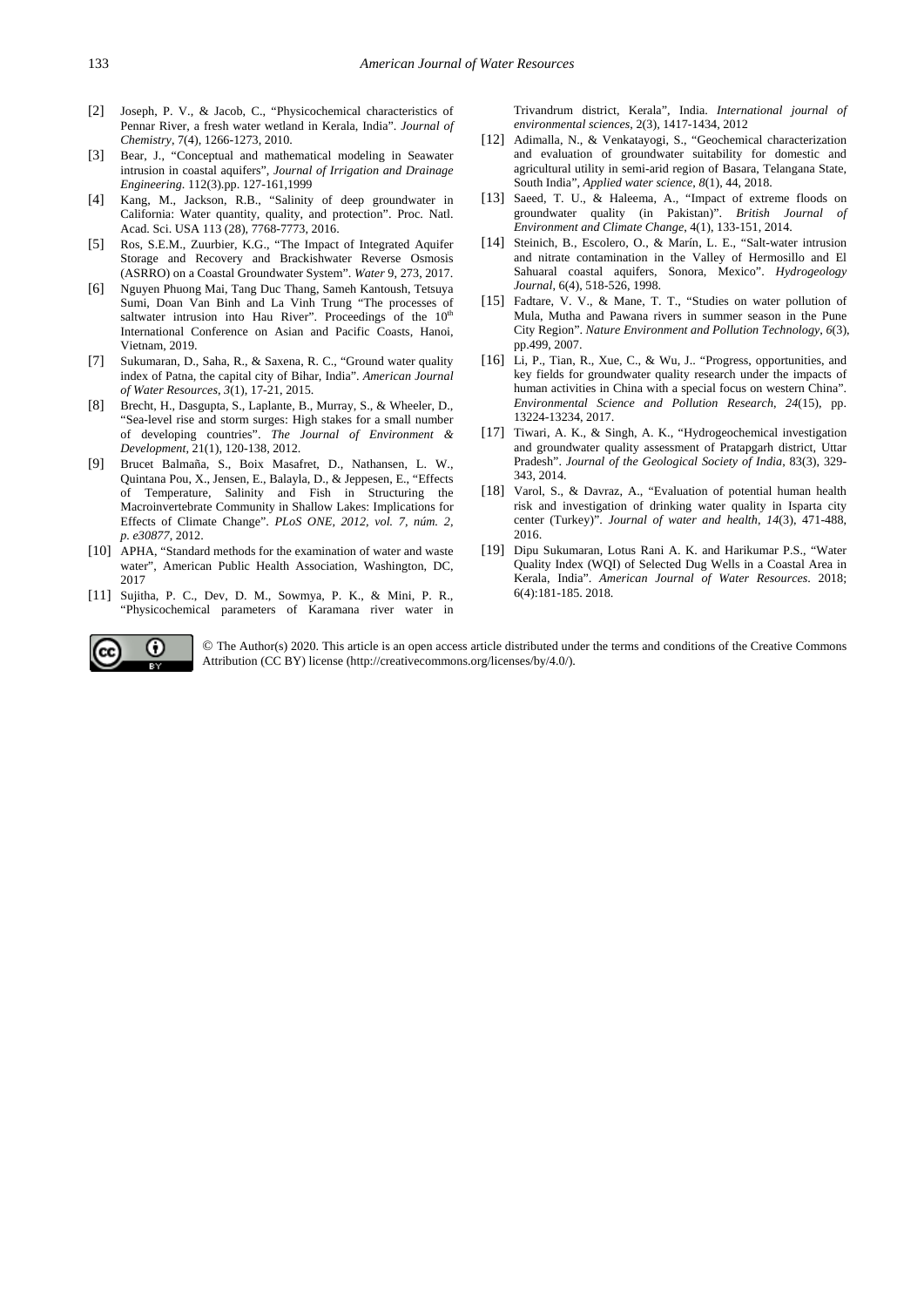[2] Joseph, P. V., & Jacob, C., "Physicochemical characteristics of Pennar River, a fresh water wetland in Kerala, India". *Journal of Chemistry*, 7(4), 1266-1273, 2010.

[3] Bear, J., "Conceptual and mathematical modeling in Seawater intrusion in coastal aquifers", *Journal of Irrigation and Drainage Engineering*. 112(3).pp. 127-161,1999

[4] Kang, M., Jackson, R.B., "Salinity of deep groundwater in California: Water quantity, quality, and protection". Proc. Natl. Acad. Sci. USA 113 (28), 7768-7773, 2016.

[5] Ros, S.E.M., Zuurbier, K.G., "The Impact of Integrated Aquifer Storage and Recovery and Brackishwater Reverse Osmosis (ASRRO) on a Coastal Groundwater System". *Water* 9, 273, 2017.

[6] Nguyen Phuong Mai, Tang Duc Thang, Sameh Kantoush, Tetsuya Sumi, Doan Van Binh and La Vinh Trung "The processes of saltwater intrusion into Hau River". Proceedings of the 10th International Conference on Asian and Pacific Coasts, Hanoi, Vietnam, 2019.

[7] Sukumaran, D., Saha, R., & Saxena, R. C., "Ground water quality index of Patna, the capital city of Bihar, India". *American Journal of Water Resources*, *3*(1), 17-21, 2015.

[8] Brecht, H., Dasgupta, S., Laplante, B., Murray, S., & Wheeler, D., "Sea-level rise and storm surges: High stakes for a small number of developing countries". *The Journal of Environment & Development*, 21(1), 120-138, 2012.

[9] Brucet Balmaña, S., Boix Masafret, D., Nathansen, L. W., Quintana Pou, X., Jensen, E., Balayla, D., & Jeppesen, E., "Effects of Temperature, Salinity and Fish in Structuring the Macroinvertebrate Community in Shallow Lakes: Implications for Effects of Climate Change". *PLoS ONE, 2012, vol. 7, núm. 2, p. e30877*, 2012.

[10] APHA, "Standard methods for the examination of water and waste water", American Public Health Association, Washington, DC, 2017

[11] Sujitha, P. C., Dev, D. M., Sowmya, P. K., & Mini, P. R., "Physicochemical parameters of Karamana river water in Trivandrum district, Kerala", India. *International journal of environmental sciences*, 2(3), 1417-1434, 2012

[12] Adimalla, N., & Venkatayogi, S., "Geochemical characterization and evaluation of groundwater suitability for domestic and agricultural utility in semi-arid region of Basara, Telangana State, South India", *Applied water science*, *8*(1), 44, 2018.

[13] Saeed, T. U., & Haleema, A., "Impact of extreme floods on groundwater quality (in Pakistan)". *British Journal of Environment and Climate Change*, 4(1), 133-151, 2014.

[14] Steinich, B., Escolero, O., & Marín, L. E., "Salt-water intrusion and nitrate contamination in the Valley of Hermosillo and El Sahuaral coastal aquifers, Sonora, Mexico". *Hydrogeology Journal*, 6(4), 518-526, 1998.

[15] Fadtare, V. V., & Mane, T. T., "Studies on water pollution of Mula, Mutha and Pawana rivers in summer season in the Pune City Region". *Nature Environment and Pollution Technology*, *6*(3), pp.499, 2007.

[16] Li, P., Tian, R., Xue, C., & Wu, J.. "Progress, opportunities, and key fields for groundwater quality research under the impacts of human activities in China with a special focus on western China". *Environmental Science and Pollution Research*, *24*(15), pp. 13224-13234, 2017.

[17] Tiwari, A. K., & Singh, A. K., "Hydrogeochemical investigation and groundwater quality assessment of Pratapgarh district, Uttar Pradesh". *Journal of the Geological Society of India*, 83(3), 329-343, 2014.

[18] Varol, S., & Davraz, A., "Evaluation of potential human health risk and investigation of drinking water quality in Isparta city center (Turkey)". *Journal of water and health*, *14*(3), 471-488, 2016.

[19] Dipu Sukumaran, Lotus Rani A. K. and Harikumar P.S., "Water Quality Index (WQI) of Selected Dug Wells in a Coastal Area in Kerala, India". *American Journal of Water Resources*. 2018; 6(4):181-185. 2018.

© The Author(s) 2020. This article is an open access article distributed under the terms and conditions of the Creative Commons Attribution (CC BY) license (http://creativecommons.org/licenses/by/4.0/).